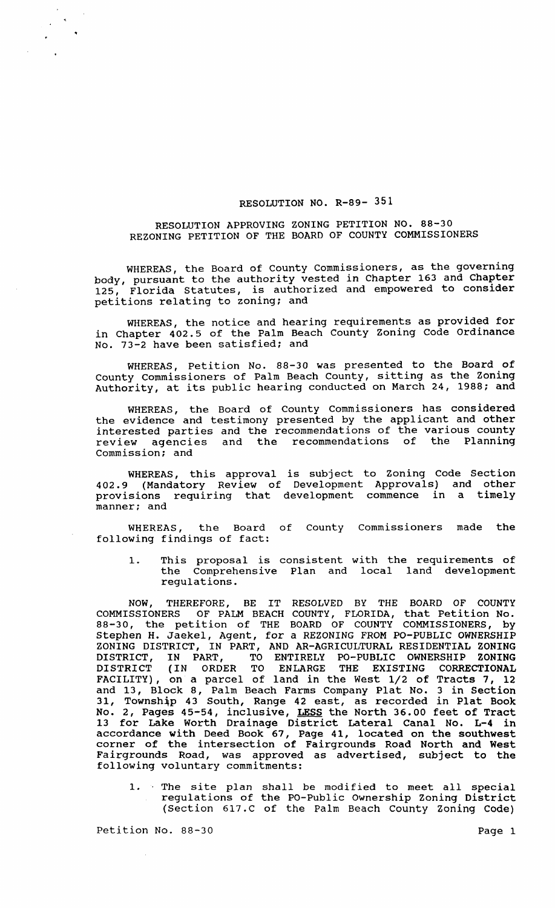# RESOLUTION NO. R-89- 351

## RESOLUTION APPROVING ZONING PETITION NO. 88-30 REZONING PETITION OF THE BOARD OF COUNTY COMMISSIONERS

WHEREAS, the Board of County Commissioners, as the governing body, pursuant to the authority vested in Chapter 163 and Chapter 125, Florida Statutes, is authorized and empowered to consider petitions relating to zoning; and

WHEREAS, the notice and hearing requirements as provided for in Chapter 402.5 of the Palm Beach County Zoning Code Ordinance No. 73-2 have been satisfied; and

WHEREAS, Petition No. 88-30 was presented to the Board of County Commissioners of Palm Beach County, sitting as the Zoning Authority, at its public hearing conducted on March 24, 1988; and

WHEREAS, the Board of County Commissioners has considered the evidence and testimony presented by the applicant and other interested parties and the recommendations of the various county review agencies and the recommendations of the Planning Commission; and

WHEREAS, this approval is subject to Zoning Code Section 402.9 (Mandatory Review of Development Approvals) and other provisions requiring that development commence in a timely manner; and

WHEREAS, the Board of County Commissioners made the following findings of fact:

1. This proposal is consistent with the requirements of the Comprehensive Plan and local land development regulations.

NOW, THEREFORE, BE IT RESOLVED BY THE BOARD OF COUNTY COMMISSIONERS OF PALM BEACH COUNTY, FLORIDA, that Petition No. 88-30, the petition of THE BOARD OF COUNTY COMMISSIONERS, by Stephen H. Jaekel, Agent, for a REZONING FROM PO-PUBLIC OWNERSHIP ZONING DISTRICT, IN PART, AND AR-AGRICULTURAL RESIDENTIAL ZONING DISTRICT, IN PART, TO ENTIRELY PO-PUBLIC OWNERSHIP ZONING DISTRICT (IN ORDER TO ENLARGE THE EXISTING CORRECTIONAL FACILITY), on a parcel of land in the West 1/2 of Tracts 7, 12 and 13, Block 8, Palm Beach Farms Company Plat No. 3 in Section 31, Township 43 South, Range 42 east, as recorded in Plat Book No. 2, Pages 45-54, inclusive, LESS the North 36.00 feet of Tract 13 for Lake Worth Drainage District Lateral Canal No. L-4 in accordance with Deed Book 67, Page 41, located on the southwest corner of the intersection of Fairgrounds Road North and West Fairgrounds Road, was approved as advertised, subject to the following voluntary commitments:

1. The site plan shall be modified to meet all special regulations of the PO-Public Ownership Zoning District (Section 617.C of the Palm Beach County Zoning Code)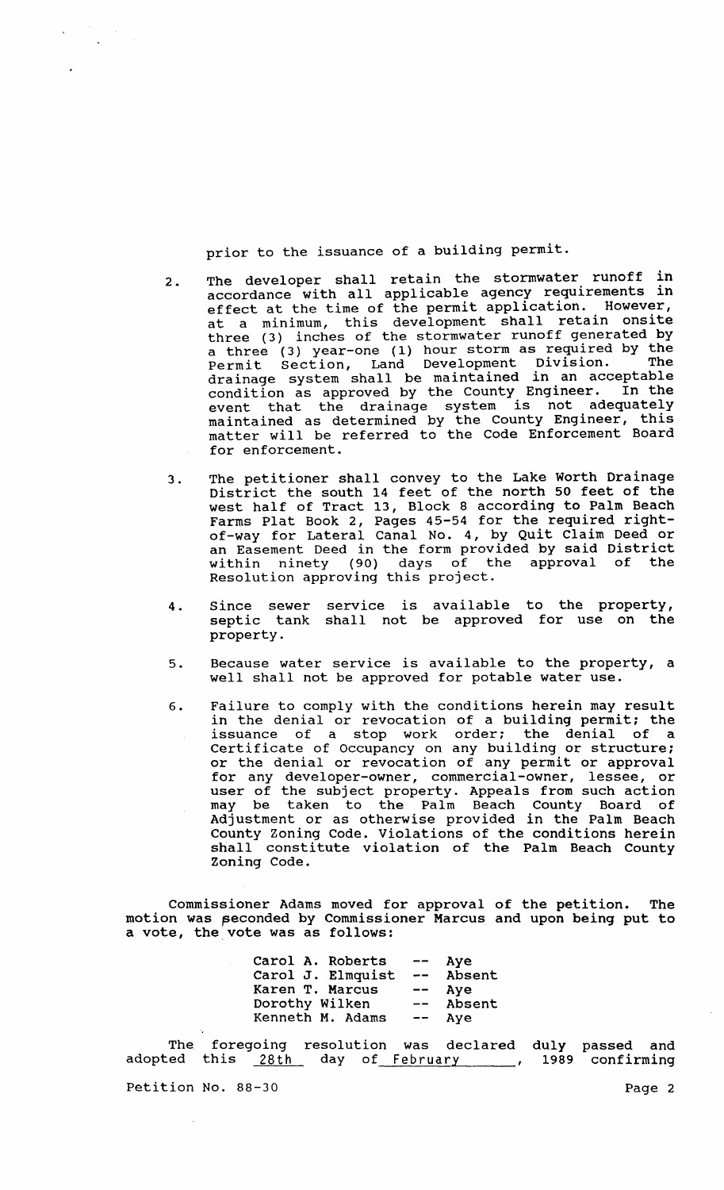prior to the issuance of a building permit.

2. The developer shall retain the stormwater runoff in accordance with all applicable agency requirements in effect at the time of the permit application. However, at a minimum, this development shall retain onsite three (3) inches of the stormwater runoff generated by a three (3) year-one (1) hour storm as required by the Permit Section, Land Development Division. The drainage system shall be maintained in an acceptable condition as approved by the County Engineer. In the event that the drainage system is not adequately maintained as determined by the County Engineer, this matter will be referred to the Code Enforcement Board for enforcement.

3. The petitioner shall convey to the Lake Worth Drainage District the south 14 feet of the north 50 feet of the west half of Tract 13, Block 8 according to Palm Beach Farms Plat Book 2, Pages 45-54 for the required right-of-way for Lateral Canal No. 4, by Quit Claim Deed or an Easement Deed in the form provided by said District within ninety (90) days of the approval of the Resolution approving this project.

4. Since sewer service is available to the property, septic tank shall not be approved for use on the property.

5. Because water service is available to the property, a well shall not be approved for potable water use.

6. Failure to comply with the conditions herein may result in the denial or revocation of a building permit; the issuance of a stop work order; the denial of a Certificate of Occupancy on any building or structure; or the denial or revocation of any permit or approval for any developer-owner, commercial-owner, lessee, or user of the subject property. Appeals from such action may be taken to the Palm Beach County Board of Adjustment or as otherwise provided in the Palm Beach County Zoning Code. Violations of the conditions herein shall constitute violation of the Palm Beach County Zoning Code.

Commissioner Adams moved for approval of the petition. The motion was seconded by Commissioner Marcus and upon being put to a vote, the vote was as follows:

| | | |
|---|---|---|
| Carol A. Roberts | -- | Aye |
| Carol J. Elmquist | -- | Absent |
| Karen T. Marcus | -- | Aye |
| Dorothy Wilken | -- | Absent |
| Kenneth M. Adams | -- | Aye |

The foregoing resolution was declared duly passed and adopted this 28th day of February, 1989 confirming

Petition No. 88-30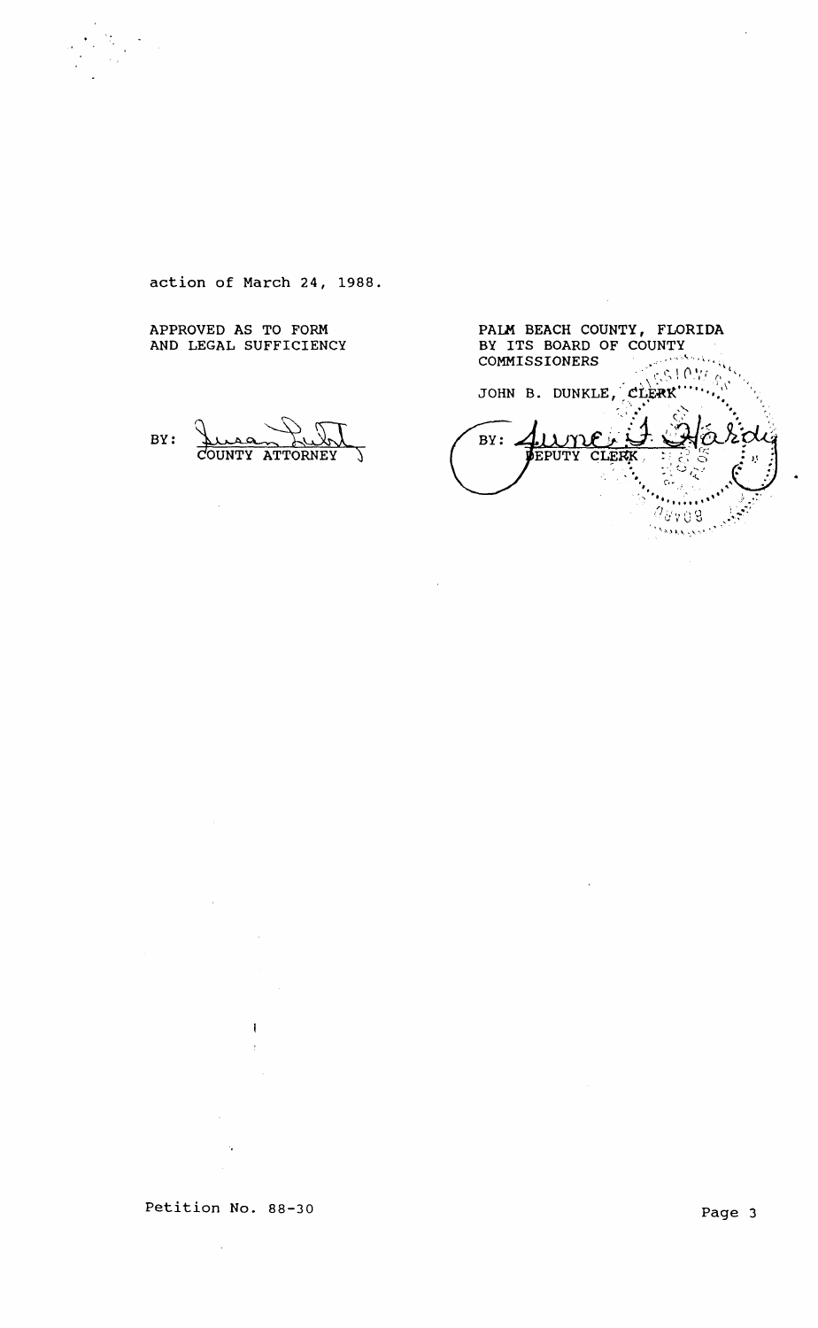action of March 24, 1988.

APPROVED AS TO FORM
AND LEGAL SUFFICIENCY

BY: COUNTY ATTORNEY

PALM BEACH COUNTY, FLORIDA
BY ITS BOARD OF COUNTY
COMMISSIONERS

JOHN B. DUNKLE, CLERK

BY: DEPUTY CLERK

Petition No. 88-30